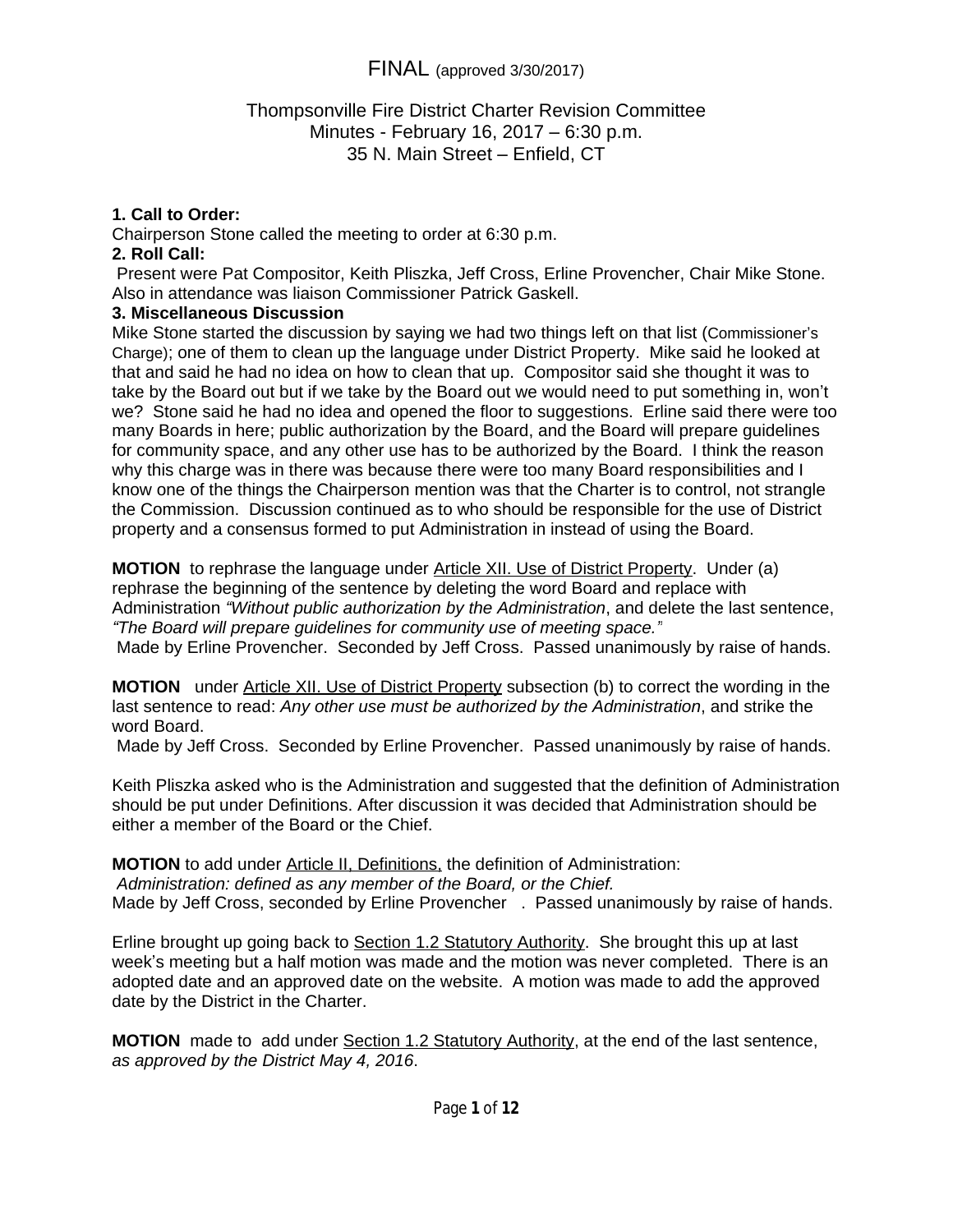FINAL (approved 3/30/2017)

Thompsonville Fire District Charter Revision Committee
Minutes - February 16, 2017 – 6:30 p.m.
35 N. Main Street – Enfield, CT

**1. Call to Order:**
Chairperson Stone called the meeting to order at 6:30 p.m.

**2. Roll Call:**
Present were Pat Compositor, Keith Pliszka, Jeff Cross, Erline Provencher, Chair Mike Stone. Also in attendance was liaison Commissioner Patrick Gaskell.

**3. Miscellaneous Discussion**
Mike Stone started the discussion by saying we had two things left on that list (Commissioner's Charge); one of them to clean up the language under District Property. Mike said he looked at that and said he had no idea on how to clean that up. Compositor said she thought it was to take by the Board out but if we take by the Board out we would need to put something in, won't we? Stone said he had no idea and opened the floor to suggestions. Erline said there were too many Boards in here; public authorization by the Board, and the Board will prepare guidelines for community space, and any other use has to be authorized by the Board. I think the reason why this charge was in there was because there were too many Board responsibilities and I know one of the things the Chairperson mention was that the Charter is to control, not strangle the Commission. Discussion continued as to who should be responsible for the use of District property and a consensus formed to put Administration in instead of using the Board.

**MOTION** to rephrase the language under Article XII. Use of District Property. Under (a) rephrase the beginning of the sentence by deleting the word Board and replace with Administration *"Without public authorization by the Administration*, and delete the last sentence, *"The Board will prepare guidelines for community use of meeting space."*
Made by Erline Provencher. Seconded by Jeff Cross. Passed unanimously by raise of hands.

**MOTION** under Article XII. Use of District Property subsection (b) to correct the wording in the last sentence to read: *Any other use must be authorized by the Administration*, and strike the word Board.
Made by Jeff Cross. Seconded by Erline Provencher. Passed unanimously by raise of hands.

Keith Pliszka asked who is the Administration and suggested that the definition of Administration should be put under Definitions. After discussion it was decided that Administration should be either a member of the Board or the Chief.

**MOTION** to add under Article II, Definitions, the definition of Administration:
*Administration: defined as any member of the Board, or the Chief.*
Made by Jeff Cross, seconded by Erline Provencher . Passed unanimously by raise of hands.

Erline brought up going back to Section 1.2 Statutory Authority. She brought this up at last week's meeting but a half motion was made and the motion was never completed. There is an adopted date and an approved date on the website. A motion was made to add the approved date by the District in the Charter.

**MOTION** made to add under Section 1.2 Statutory Authority, at the end of the last sentence, *as approved by the District May 4, 2016*.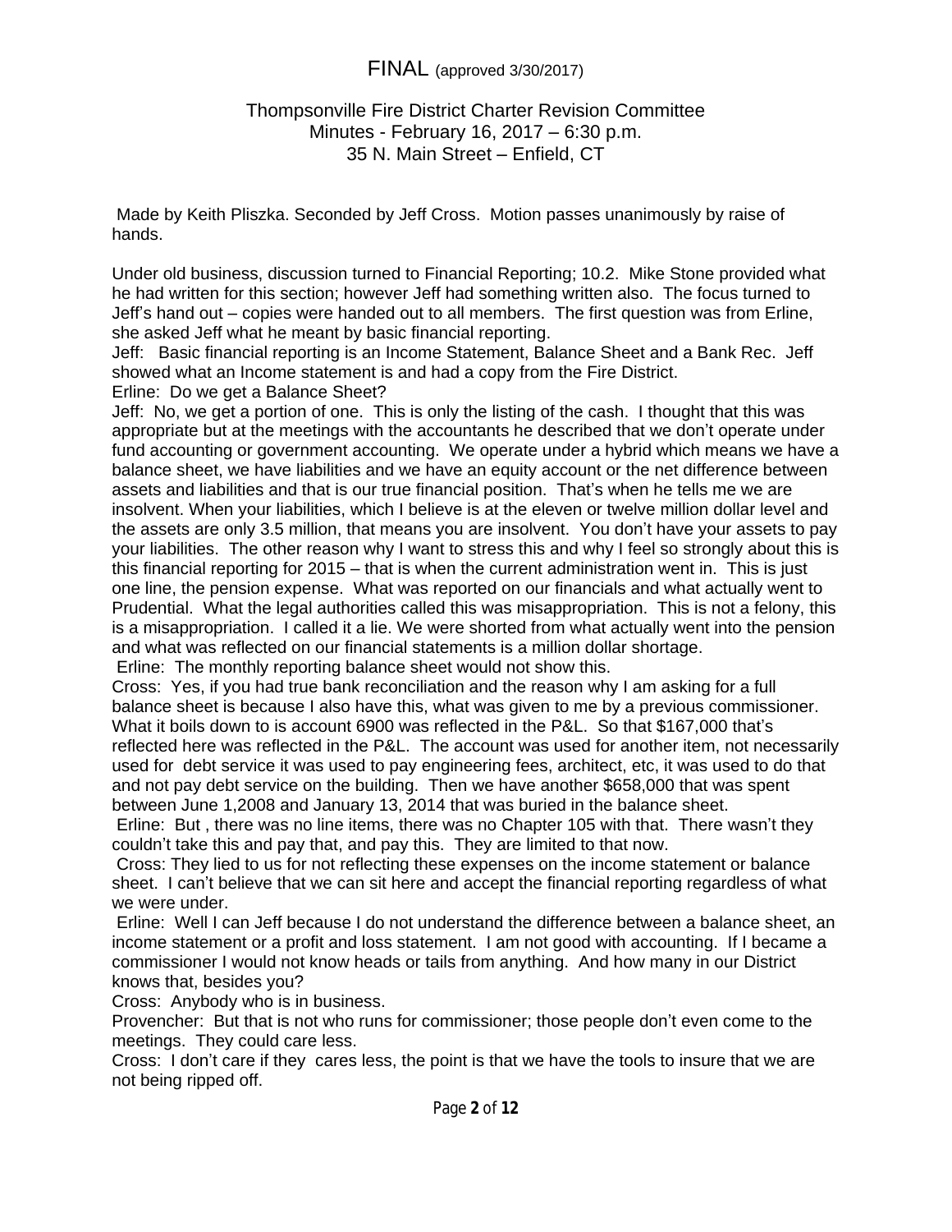FINAL (approved 3/30/2017)

Thompsonville Fire District Charter Revision Committee
Minutes - February 16, 2017 – 6:30 p.m.
35 N. Main Street – Enfield, CT

Made by Keith Pliszka. Seconded by Jeff Cross. Motion passes unanimously by raise of hands.

Under old business, discussion turned to Financial Reporting; 10.2. Mike Stone provided what he had written for this section; however Jeff had something written also. The focus turned to Jeff's hand out – copies were handed out to all members. The first question was from Erline, she asked Jeff what he meant by basic financial reporting.

Jeff: Basic financial reporting is an Income Statement, Balance Sheet and a Bank Rec. Jeff showed what an Income statement is and had a copy from the Fire District.

Erline: Do we get a Balance Sheet?

Jeff: No, we get a portion of one. This is only the listing of the cash. I thought that this was appropriate but at the meetings with the accountants he described that we don't operate under fund accounting or government accounting. We operate under a hybrid which means we have a balance sheet, we have liabilities and we have an equity account or the net difference between assets and liabilities and that is our true financial position. That's when he tells me we are insolvent. When your liabilities, which I believe is at the eleven or twelve million dollar level and the assets are only 3.5 million, that means you are insolvent. You don't have your assets to pay your liabilities. The other reason why I want to stress this and why I feel so strongly about this is this financial reporting for 2015 – that is when the current administration went in. This is just one line, the pension expense. What was reported on our financials and what actually went to Prudential. What the legal authorities called this was misappropriation. This is not a felony, this is a misappropriation. I called it a lie. We were shorted from what actually went into the pension and what was reflected on our financial statements is a million dollar shortage.

Erline: The monthly reporting balance sheet would not show this.

Cross: Yes, if you had true bank reconciliation and the reason why I am asking for a full balance sheet is because I also have this, what was given to me by a previous commissioner. What it boils down to is account 6900 was reflected in the P&L. So that $167,000 that's reflected here was reflected in the P&L. The account was used for another item, not necessarily used for debt service it was used to pay engineering fees, architect, etc, it was used to do that and not pay debt service on the building. Then we have another $658,000 that was spent between June 1,2008 and January 13, 2014 that was buried in the balance sheet.

Erline: But , there was no line items, there was no Chapter 105 with that. There wasn't they couldn't take this and pay that, and pay this. They are limited to that now.

Cross: They lied to us for not reflecting these expenses on the income statement or balance sheet. I can't believe that we can sit here and accept the financial reporting regardless of what we were under.

Erline: Well I can Jeff because I do not understand the difference between a balance sheet, an income statement or a profit and loss statement. I am not good with accounting. If I became a commissioner I would not know heads or tails from anything. And how many in our District knows that, besides you?

Cross: Anybody who is in business.

Provencher: But that is not who runs for commissioner; those people don't even come to the meetings. They could care less.

Cross: I don't care if they cares less, the point is that we have the tools to insure that we are not being ripped off.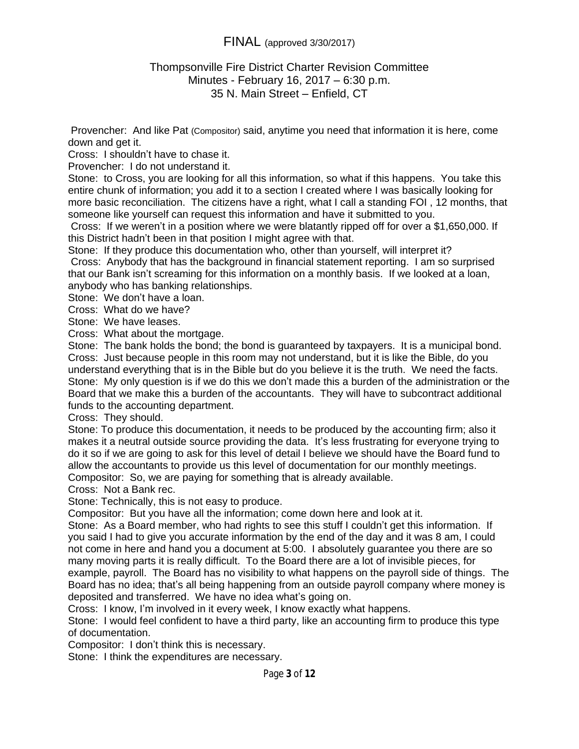FINAL (approved 3/30/2017)

Thompsonville Fire District Charter Revision Committee
Minutes - February 16, 2017 – 6:30 p.m.
35 N. Main Street – Enfield, CT

Provencher: And like Pat (Compositor) said, anytime you need that information it is here, come down and get it.
Cross: I shouldn't have to chase it.
Provencher: I do not understand it.
Stone: to Cross, you are looking for all this information, so what if this happens. You take this entire chunk of information; you add it to a section I created where I was basically looking for more basic reconciliation. The citizens have a right, what I call a standing FOI , 12 months, that someone like yourself can request this information and have it submitted to you.
Cross: If we weren't in a position where we were blatantly ripped off for over a $1,650,000. If this District hadn't been in that position I might agree with that.
Stone: If they produce this documentation who, other than yourself, will interpret it?
Cross: Anybody that has the background in financial statement reporting. I am so surprised that our Bank isn't screaming for this information on a monthly basis. If we looked at a loan, anybody who has banking relationships.
Stone: We don't have a loan.
Cross: What do we have?
Stone: We have leases.
Cross: What about the mortgage.
Stone: The bank holds the bond; the bond is guaranteed by taxpayers. It is a municipal bond.
Cross: Just because people in this room may not understand, but it is like the Bible, do you understand everything that is in the Bible but do you believe it is the truth. We need the facts.
Stone: My only question is if we do this we don't made this a burden of the administration or the Board that we make this a burden of the accountants. They will have to subcontract additional funds to the accounting department.
Cross: They should.
Stone: To produce this documentation, it needs to be produced by the accounting firm; also it makes it a neutral outside source providing the data. It's less frustrating for everyone trying to do it so if we are going to ask for this level of detail I believe we should have the Board fund to allow the accountants to provide us this level of documentation for our monthly meetings.
Compositor: So, we are paying for something that is already available.
Cross: Not a Bank rec.
Stone: Technically, this is not easy to produce.
Compositor: But you have all the information; come down here and look at it.
Stone: As a Board member, who had rights to see this stuff I couldn't get this information. If you said I had to give you accurate information by the end of the day and it was 8 am, I could not come in here and hand you a document at 5:00. I absolutely guarantee you there are so many moving parts it is really difficult. To the Board there are a lot of invisible pieces, for example, payroll. The Board has no visibility to what happens on the payroll side of things. The Board has no idea; that's all being happening from an outside payroll company where money is deposited and transferred. We have no idea what's going on.
Cross: I know, I'm involved in it every week, I know exactly what happens.
Stone: I would feel confident to have a third party, like an accounting firm to produce this type of documentation.
Compositor: I don't think this is necessary.
Stone: I think the expenditures are necessary.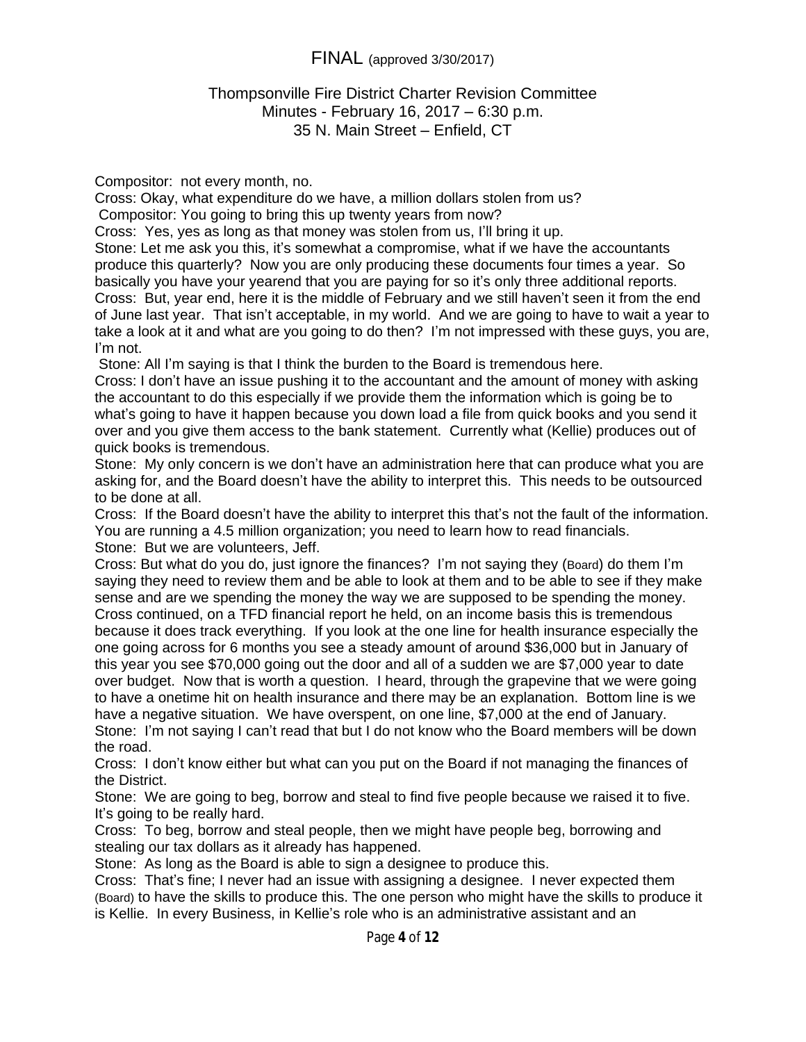FINAL (approved 3/30/2017)

Thompsonville Fire District Charter Revision Committee
Minutes - February 16, 2017 – 6:30 p.m.
35 N. Main Street – Enfield, CT

Compositor: not every month, no.
Cross: Okay, what expenditure do we have, a million dollars stolen from us?
Compositor: You going to bring this up twenty years from now?
Cross: Yes, yes as long as that money was stolen from us, I'll bring it up.
Stone: Let me ask you this, it's somewhat a compromise, what if we have the accountants produce this quarterly? Now you are only producing these documents four times a year. So basically you have your yearend that you are paying for so it's only three additional reports.
Cross: But, year end, here it is the middle of February and we still haven't seen it from the end of June last year. That isn't acceptable, in my world. And we are going to have to wait a year to take a look at it and what are you going to do then? I'm not impressed with these guys, you are, I'm not.
Stone: All I'm saying is that I think the burden to the Board is tremendous here.
Cross: I don't have an issue pushing it to the accountant and the amount of money with asking the accountant to do this especially if we provide them the information which is going be to what's going to have it happen because you down load a file from quick books and you send it over and you give them access to the bank statement. Currently what (Kellie) produces out of quick books is tremendous.
Stone: My only concern is we don't have an administration here that can produce what you are asking for, and the Board doesn't have the ability to interpret this. This needs to be outsourced to be done at all.
Cross: If the Board doesn't have the ability to interpret this that's not the fault of the information. You are running a 4.5 million organization; you need to learn how to read financials.
Stone: But we are volunteers, Jeff.
Cross: But what do you do, just ignore the finances? I'm not saying they (Board) do them I'm saying they need to review them and be able to look at them and to be able to see if they make sense and are we spending the money the way we are supposed to be spending the money.
Cross continued, on a TFD financial report he held, on an income basis this is tremendous because it does track everything. If you look at the one line for health insurance especially the one going across for 6 months you see a steady amount of around $36,000 but in January of this year you see $70,000 going out the door and all of a sudden we are $7,000 year to date over budget. Now that is worth a question. I heard, through the grapevine that we were going to have a onetime hit on health insurance and there may be an explanation. Bottom line is we have a negative situation. We have overspent, on one line, $7,000 at the end of January.
Stone: I'm not saying I can't read that but I do not know who the Board members will be down the road.
Cross: I don't know either but what can you put on the Board if not managing the finances of the District.
Stone: We are going to beg, borrow and steal to find five people because we raised it to five. It's going to be really hard.
Cross: To beg, borrow and steal people, then we might have people beg, borrowing and stealing our tax dollars as it already has happened.
Stone: As long as the Board is able to sign a designee to produce this.
Cross: That's fine; I never had an issue with assigning a designee. I never expected them (Board) to have the skills to produce this. The one person who might have the skills to produce it is Kellie. In every Business, in Kellie's role who is an administrative assistant and an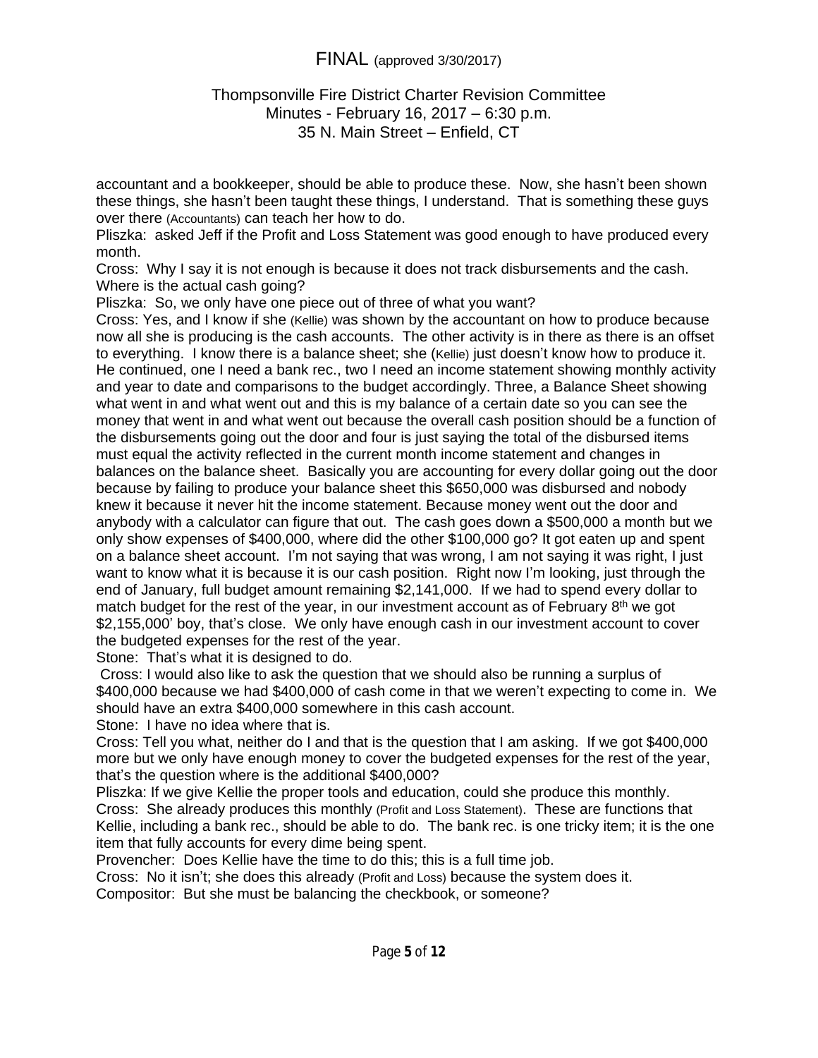accountant and a bookkeeper, should be able to produce these. Now, she hasn't been shown these things, she hasn't been taught these things, I understand. That is something these guys over there (Accountants) can teach her how to do.

Pliszka: asked Jeff if the Profit and Loss Statement was good enough to have produced every month.

Cross: Why I say it is not enough is because it does not track disbursements and the cash. Where is the actual cash going?

Pliszka: So, we only have one piece out of three of what you want?

Cross: Yes, and I know if she (Kellie) was shown by the accountant on how to produce because now all she is producing is the cash accounts. The other activity is in there as there is an offset to everything. I know there is a balance sheet; she (Kellie) just doesn't know how to produce it. He continued, one I need a bank rec., two I need an income statement showing monthly activity and year to date and comparisons to the budget accordingly. Three, a Balance Sheet showing what went in and what went out and this is my balance of a certain date so you can see the money that went in and what went out because the overall cash position should be a function of the disbursements going out the door and four is just saying the total of the disbursed items must equal the activity reflected in the current month income statement and changes in balances on the balance sheet. Basically you are accounting for every dollar going out the door because by failing to produce your balance sheet this $650,000 was disbursed and nobody knew it because it never hit the income statement. Because money went out the door and anybody with a calculator can figure that out. The cash goes down a $500,000 a month but we only show expenses of $400,000, where did the other $100,000 go? It got eaten up and spent on a balance sheet account. I'm not saying that was wrong, I am not saying it was right, I just want to know what it is because it is our cash position. Right now I'm looking, just through the end of January, full budget amount remaining $2,141,000. If we had to spend every dollar to match budget for the rest of the year, in our investment account as of February 8th we got $2,155,000' boy, that's close. We only have enough cash in our investment account to cover the budgeted expenses for the rest of the year.

Stone: That's what it is designed to do.

Cross: I would also like to ask the question that we should also be running a surplus of $400,000 because we had $400,000 of cash come in that we weren't expecting to come in. We should have an extra $400,000 somewhere in this cash account.

Stone: I have no idea where that is.

Cross: Tell you what, neither do I and that is the question that I am asking. If we got $400,000 more but we only have enough money to cover the budgeted expenses for the rest of the year, that's the question where is the additional $400,000?

Pliszka: If we give Kellie the proper tools and education, could she produce this monthly.

Cross: She already produces this monthly (Profit and Loss Statement). These are functions that Kellie, including a bank rec., should be able to do. The bank rec. is one tricky item; it is the one item that fully accounts for every dime being spent.

Provencher: Does Kellie have the time to do this; this is a full time job.

Cross: No it isn't; she does this already (Profit and Loss) because the system does it.

Compositor: But she must be balancing the checkbook, or someone?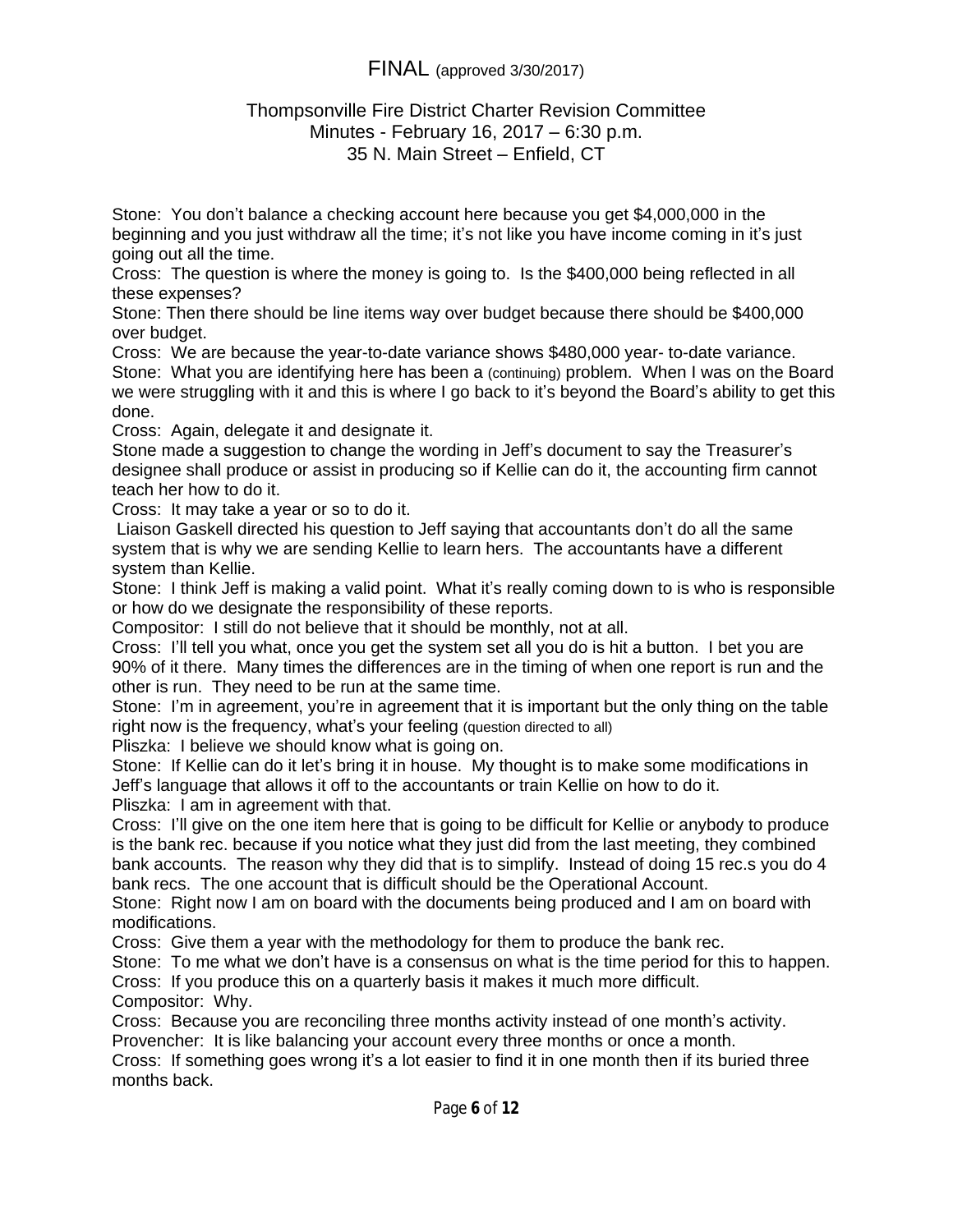FINAL (approved 3/30/2017)

Thompsonville Fire District Charter Revision Committee
Minutes - February 16, 2017 – 6:30 p.m.
35 N. Main Street – Enfield, CT

Stone: You don't balance a checking account here because you get $4,000,000 in the beginning and you just withdraw all the time; it's not like you have income coming in it's just going out all the time.
Cross: The question is where the money is going to. Is the $400,000 being reflected in all these expenses?
Stone: Then there should be line items way over budget because there should be $400,000 over budget.
Cross: We are because the year-to-date variance shows $480,000 year- to-date variance.
Stone: What you are identifying here has been a (continuing) problem. When I was on the Board we were struggling with it and this is where I go back to it's beyond the Board's ability to get this done.
Cross: Again, delegate it and designate it.
Stone made a suggestion to change the wording in Jeff's document to say the Treasurer's designee shall produce or assist in producing so if Kellie can do it, the accounting firm cannot teach her how to do it.
Cross: It may take a year or so to do it.
Liaison Gaskell directed his question to Jeff saying that accountants don't do all the same system that is why we are sending Kellie to learn hers. The accountants have a different system than Kellie.
Stone: I think Jeff is making a valid point. What it's really coming down to is who is responsible or how do we designate the responsibility of these reports.
Compositor: I still do not believe that it should be monthly, not at all.
Cross: I'll tell you what, once you get the system set all you do is hit a button. I bet you are 90% of it there. Many times the differences are in the timing of when one report is run and the other is run. They need to be run at the same time.
Stone: I'm in agreement, you're in agreement that it is important but the only thing on the table right now is the frequency, what's your feeling (question directed to all)
Pliszka: I believe we should know what is going on.
Stone: If Kellie can do it let's bring it in house. My thought is to make some modifications in Jeff's language that allows it off to the accountants or train Kellie on how to do it.
Pliszka: I am in agreement with that.
Cross: I'll give on the one item here that is going to be difficult for Kellie or anybody to produce is the bank rec. because if you notice what they just did from the last meeting, they combined bank accounts. The reason why they did that is to simplify. Instead of doing 15 rec.s you do 4 bank recs. The one account that is difficult should be the Operational Account.
Stone: Right now I am on board with the documents being produced and I am on board with modifications.
Cross: Give them a year with the methodology for them to produce the bank rec.
Stone: To me what we don't have is a consensus on what is the time period for this to happen.
Cross: If you produce this on a quarterly basis it makes it much more difficult.
Compositor: Why.
Cross: Because you are reconciling three months activity instead of one month's activity.
Provencher: It is like balancing your account every three months or once a month.
Cross: If something goes wrong it's a lot easier to find it in one month then if its buried three months back.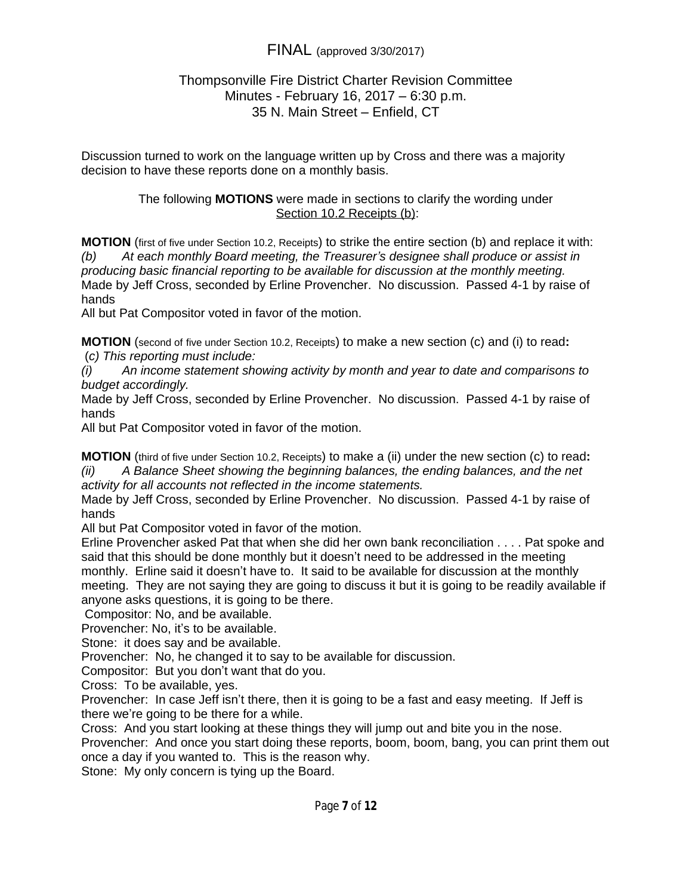FINAL (approved 3/30/2017)

Thompsonville Fire District Charter Revision Committee
Minutes - February 16, 2017 – 6:30 p.m.
35 N. Main Street – Enfield, CT

Discussion turned to work on the language written up by Cross and there was a majority decision to have these reports done on a monthly basis.

The following **MOTIONS** were made in sections to clarify the wording under Section 10.2 Receipts (b):

**MOTION** (first of five under Section 10.2, Receipts) to strike the entire section (b) and replace it with:
*(b) At each monthly Board meeting, the Treasurer's designee shall produce or assist in producing basic financial reporting to be available for discussion at the monthly meeting.*
Made by Jeff Cross, seconded by Erline Provencher. No discussion. Passed 4-1 by raise of hands
All but Pat Compositor voted in favor of the motion.

**MOTION** (second of five under Section 10.2, Receipts) to make a new section (c) and (i) to read**:**
(*c) This reporting must include:*
*(i) An income statement showing activity by month and year to date and comparisons to budget accordingly.*
Made by Jeff Cross, seconded by Erline Provencher. No discussion. Passed 4-1 by raise of hands
All but Pat Compositor voted in favor of the motion.

**MOTION** (third of five under Section 10.2, Receipts) to make a (ii) under the new section (c) to read**:**
*(ii) A Balance Sheet showing the beginning balances, the ending balances, and the net activity for all accounts not reflected in the income statements.*
Made by Jeff Cross, seconded by Erline Provencher. No discussion. Passed 4-1 by raise of hands
All but Pat Compositor voted in favor of the motion.
Erline Provencher asked Pat that when she did her own bank reconciliation . . . . Pat spoke and said that this should be done monthly but it doesn't need to be addressed in the meeting monthly. Erline said it doesn't have to. It said to be available for discussion at the monthly meeting. They are not saying they are going to discuss it but it is going to be readily available if anyone asks questions, it is going to be there.
Compositor: No, and be available.
Provencher: No, it's to be available.
Stone: it does say and be available.
Provencher: No, he changed it to say to be available for discussion.
Compositor: But you don't want that do you.
Cross: To be available, yes.
Provencher: In case Jeff isn't there, then it is going to be a fast and easy meeting. If Jeff is there we're going to be there for a while.
Cross: And you start looking at these things they will jump out and bite you in the nose.
Provencher: And once you start doing these reports, boom, boom, bang, you can print them out once a day if you wanted to. This is the reason why.
Stone: My only concern is tying up the Board.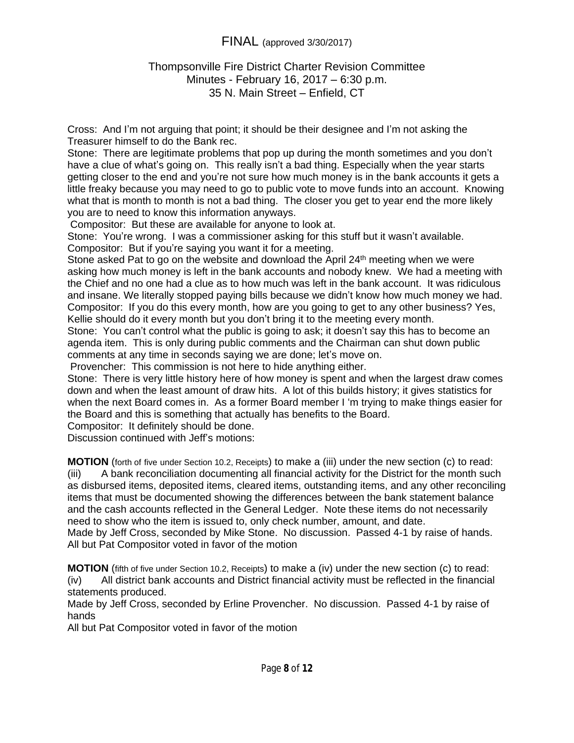FINAL (approved 3/30/2017)

Thompsonville Fire District Charter Revision Committee
Minutes - February 16, 2017 – 6:30 p.m.
35 N. Main Street – Enfield, CT

Cross: And I'm not arguing that point; it should be their designee and I'm not asking the Treasurer himself to do the Bank rec.
Stone: There are legitimate problems that pop up during the month sometimes and you don't have a clue of what's going on. This really isn't a bad thing. Especially when the year starts getting closer to the end and you're not sure how much money is in the bank accounts it gets a little freaky because you may need to go to public vote to move funds into an account. Knowing what that is month to month is not a bad thing. The closer you get to year end the more likely you are to need to know this information anyways.
Compositor: But these are available for anyone to look at.
Stone: You're wrong. I was a commissioner asking for this stuff but it wasn't available.
Compositor: But if you're saying you want it for a meeting.
Stone asked Pat to go on the website and download the April 24th meeting when we were asking how much money is left in the bank accounts and nobody knew. We had a meeting with the Chief and no one had a clue as to how much was left in the bank account. It was ridiculous and insane. We literally stopped paying bills because we didn't know how much money we had.
Compositor: If you do this every month, how are you going to get to any other business? Yes, Kellie should do it every month but you don't bring it to the meeting every month.
Stone: You can't control what the public is going to ask; it doesn't say this has to become an agenda item. This is only during public comments and the Chairman can shut down public comments at any time in seconds saying we are done; let's move on.
Provencher: This commission is not here to hide anything either.
Stone: There is very little history here of how money is spent and when the largest draw comes down and when the least amount of draw hits. A lot of this builds history; it gives statistics for when the next Board comes in. As a former Board member I 'm trying to make things easier for the Board and this is something that actually has benefits to the Board.
Compositor: It definitely should be done.
Discussion continued with Jeff's motions:

**MOTION** (forth of five under Section 10.2, Receipts) to make a (iii) under the new section (c) to read:
(iii) A bank reconciliation documenting all financial activity for the District for the month such as disbursed items, deposited items, cleared items, outstanding items, and any other reconciling items that must be documented showing the differences between the bank statement balance and the cash accounts reflected in the General Ledger. Note these items do not necessarily need to show who the item is issued to, only check number, amount, and date.
Made by Jeff Cross, seconded by Mike Stone. No discussion. Passed 4-1 by raise of hands. All but Pat Compositor voted in favor of the motion

**MOTION** (fifth of five under Section 10.2, Receipts) to make a (iv) under the new section (c) to read:
(iv) All district bank accounts and District financial activity must be reflected in the financial statements produced.
Made by Jeff Cross, seconded by Erline Provencher. No discussion. Passed 4-1 by raise of hands
All but Pat Compositor voted in favor of the motion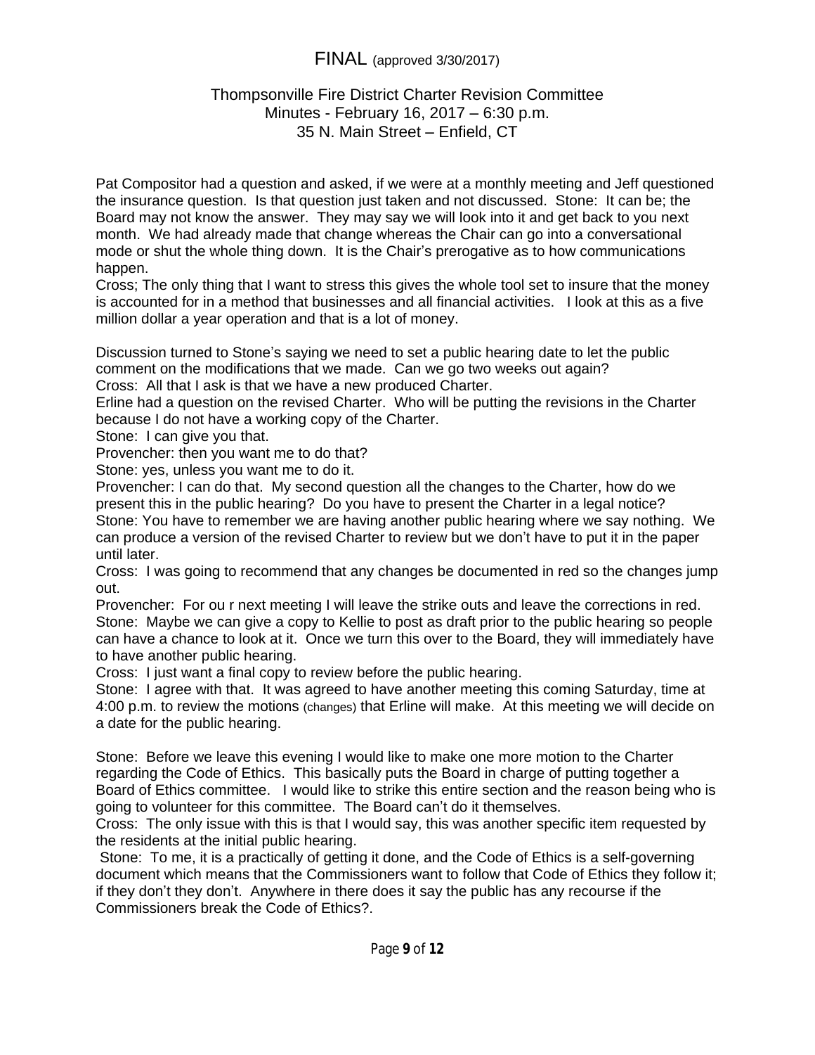FINAL (approved 3/30/2017)

Thompsonville Fire District Charter Revision Committee
Minutes - February 16, 2017 – 6:30 p.m.
35 N. Main Street – Enfield, CT

Pat Compositor had a question and asked, if we were at a monthly meeting and Jeff questioned the insurance question. Is that question just taken and not discussed. Stone: It can be; the Board may not know the answer. They may say we will look into it and get back to you next month. We had already made that change whereas the Chair can go into a conversational mode or shut the whole thing down. It is the Chair's prerogative as to how communications happen.

Cross; The only thing that I want to stress this gives the whole tool set to insure that the money is accounted for in a method that businesses and all financial activities. I look at this as a five million dollar a year operation and that is a lot of money.

Discussion turned to Stone's saying we need to set a public hearing date to let the public comment on the modifications that we made. Can we go two weeks out again?
Cross: All that I ask is that we have a new produced Charter.
Erline had a question on the revised Charter. Who will be putting the revisions in the Charter because I do not have a working copy of the Charter.
Stone: I can give you that.
Provencher: then you want me to do that?
Stone: yes, unless you want me to do it.
Provencher: I can do that. My second question all the changes to the Charter, how do we present this in the public hearing? Do you have to present the Charter in a legal notice?
Stone: You have to remember we are having another public hearing where we say nothing. We can produce a version of the revised Charter to review but we don't have to put it in the paper until later.
Cross: I was going to recommend that any changes be documented in red so the changes jump out.
Provencher: For ou r next meeting I will leave the strike outs and leave the corrections in red.
Stone: Maybe we can give a copy to Kellie to post as draft prior to the public hearing so people can have a chance to look at it. Once we turn this over to the Board, they will immediately have to have another public hearing.
Cross: I just want a final copy to review before the public hearing.
Stone: I agree with that. It was agreed to have another meeting this coming Saturday, time at 4:00 p.m. to review the motions (changes) that Erline will make. At this meeting we will decide on a date for the public hearing.

Stone: Before we leave this evening I would like to make one more motion to the Charter regarding the Code of Ethics. This basically puts the Board in charge of putting together a Board of Ethics committee. I would like to strike this entire section and the reason being who is going to volunteer for this committee. The Board can't do it themselves.
Cross: The only issue with this is that I would say, this was another specific item requested by the residents at the initial public hearing.
Stone: To me, it is a practically of getting it done, and the Code of Ethics is a self-governing document which means that the Commissioners want to follow that Code of Ethics they follow it; if they don't they don't. Anywhere in there does it say the public has any recourse if the Commissioners break the Code of Ethics?.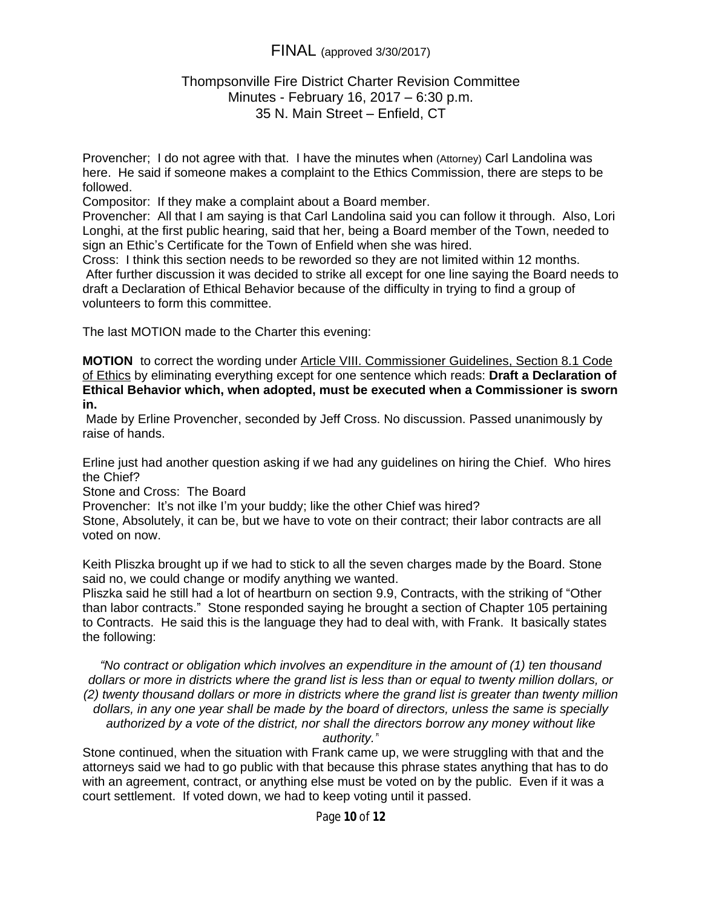Provencher; I do not agree with that. I have the minutes when (Attorney) Carl Landolina was here. He said if someone makes a complaint to the Ethics Commission, there are steps to be followed.

Compositor: If they make a complaint about a Board member.

Provencher: All that I am saying is that Carl Landolina said you can follow it through. Also, Lori Longhi, at the first public hearing, said that her, being a Board member of the Town, needed to sign an Ethic's Certificate for the Town of Enfield when she was hired.

Cross: I think this section needs to be reworded so they are not limited within 12 months.

After further discussion it was decided to strike all except for one line saying the Board needs to draft a Declaration of Ethical Behavior because of the difficulty in trying to find a group of volunteers to form this committee.

The last MOTION made to the Charter this evening:

**MOTION** to correct the wording under <u>Article VIII. Commissioner Guidelines, Section 8.1 Code of Ethics</u> by eliminating everything except for one sentence which reads: **Draft a Declaration of Ethical Behavior which, when adopted, must be executed when a Commissioner is sworn in.**

Made by Erline Provencher, seconded by Jeff Cross. No discussion. Passed unanimously by raise of hands.

Erline just had another question asking if we had any guidelines on hiring the Chief. Who hires the Chief?

Stone and Cross: The Board

Provencher: It's not ilke I'm your buddy; like the other Chief was hired?

Stone, Absolutely, it can be, but we have to vote on their contract; their labor contracts are all voted on now.

Keith Pliszka brought up if we had to stick to all the seven charges made by the Board. Stone said no, we could change or modify anything we wanted.

Pliszka said he still had a lot of heartburn on section 9.9, Contracts, with the striking of "Other than labor contracts." Stone responded saying he brought a section of Chapter 105 pertaining to Contracts. He said this is the language they had to deal with, with Frank. It basically states the following:

*"No contract or obligation which involves an expenditure in the amount of (1) ten thousand dollars or more in districts where the grand list is less than or equal to twenty million dollars, or (2) twenty thousand dollars or more in districts where the grand list is greater than twenty million dollars, in any one year shall be made by the board of directors, unless the same is specially authorized by a vote of the district, nor shall the directors borrow any money without like authority."*

Stone continued, when the situation with Frank came up, we were struggling with that and the attorneys said we had to go public with that because this phrase states anything that has to do with an agreement, contract, or anything else must be voted on by the public. Even if it was a court settlement. If voted down, we had to keep voting until it passed.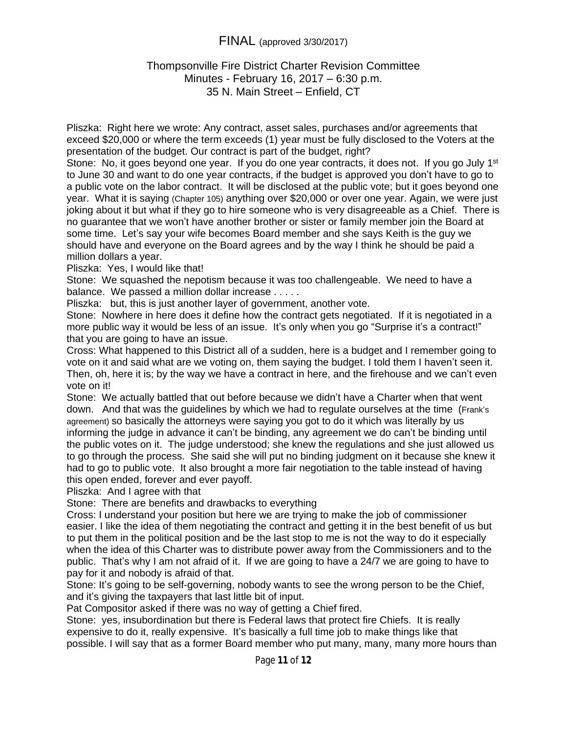FINAL (approved 3/30/2017)

Thompsonville Fire District Charter Revision Committee
Minutes - February 16, 2017 – 6:30 p.m.
35 N. Main Street – Enfield, CT

Pliszka: Right here we wrote: Any contract, asset sales, purchases and/or agreements that exceed $20,000 or where the term exceeds (1) year must be fully disclosed to the Voters at the presentation of the budget. Our contract is part of the budget, right?

Stone: No, it goes beyond one year. If you do one year contracts, it does not. If you go July 1st to June 30 and want to do one year contracts, if the budget is approved you don't have to go to a public vote on the labor contract. It will be disclosed at the public vote; but it goes beyond one year. What it is saying (Chapter 105) anything over $20,000 or over one year. Again, we were just joking about it but what if they go to hire someone who is very disagreeable as a Chief. There is no guarantee that we won't have another brother or sister or family member join the Board at some time. Let's say your wife becomes Board member and she says Keith is the guy we should have and everyone on the Board agrees and by the way I think he should be paid a million dollars a year.

Pliszka: Yes, I would like that!

Stone: We squashed the nepotism because it was too challengeable. We need to have a balance. We passed a million dollar increase . . . . .

Pliszka: but, this is just another layer of government, another vote.

Stone: Nowhere in here does it define how the contract gets negotiated. If it is negotiated in a more public way it would be less of an issue. It's only when you go "Surprise it's a contract!" that you are going to have an issue.

Cross: What happened to this District all of a sudden, here is a budget and I remember going to vote on it and said what are we voting on, them saying the budget. I told them I haven't seen it. Then, oh, here it is; by the way we have a contract in here, and the firehouse and we can't even vote on it!

Stone: We actually battled that out before because we didn't have a Charter when that went down. And that was the guidelines by which we had to regulate ourselves at the time (Frank's agreement) so basically the attorneys were saying you got to do it which was literally by us informing the judge in advance it can't be binding, any agreement we do can't be binding until the public votes on it. The judge understood; she knew the regulations and she just allowed us to go through the process. She said she will put no binding judgment on it because she knew it had to go to public vote. It also brought a more fair negotiation to the table instead of having this open ended, forever and ever payoff.

Pliszka: And I agree with that

Stone: There are benefits and drawbacks to everything

Cross: I understand your position but here we are trying to make the job of commissioner easier. I like the idea of them negotiating the contract and getting it in the best benefit of us but to put them in the political position and be the last stop to me is not the way to do it especially when the idea of this Charter was to distribute power away from the Commissioners and to the public. That's why I am not afraid of it. If we are going to have a 24/7 we are going to have to pay for it and nobody is afraid of that.

Stone: It's going to be self-governing, nobody wants to see the wrong person to be the Chief, and it's giving the taxpayers that last little bit of input.

Pat Compositor asked if there was no way of getting a Chief fired.

Stone: yes, insubordination but there is Federal laws that protect fire Chiefs. It is really expensive to do it, really expensive. It's basically a full time job to make things like that possible. I will say that as a former Board member who put many, many, many more hours than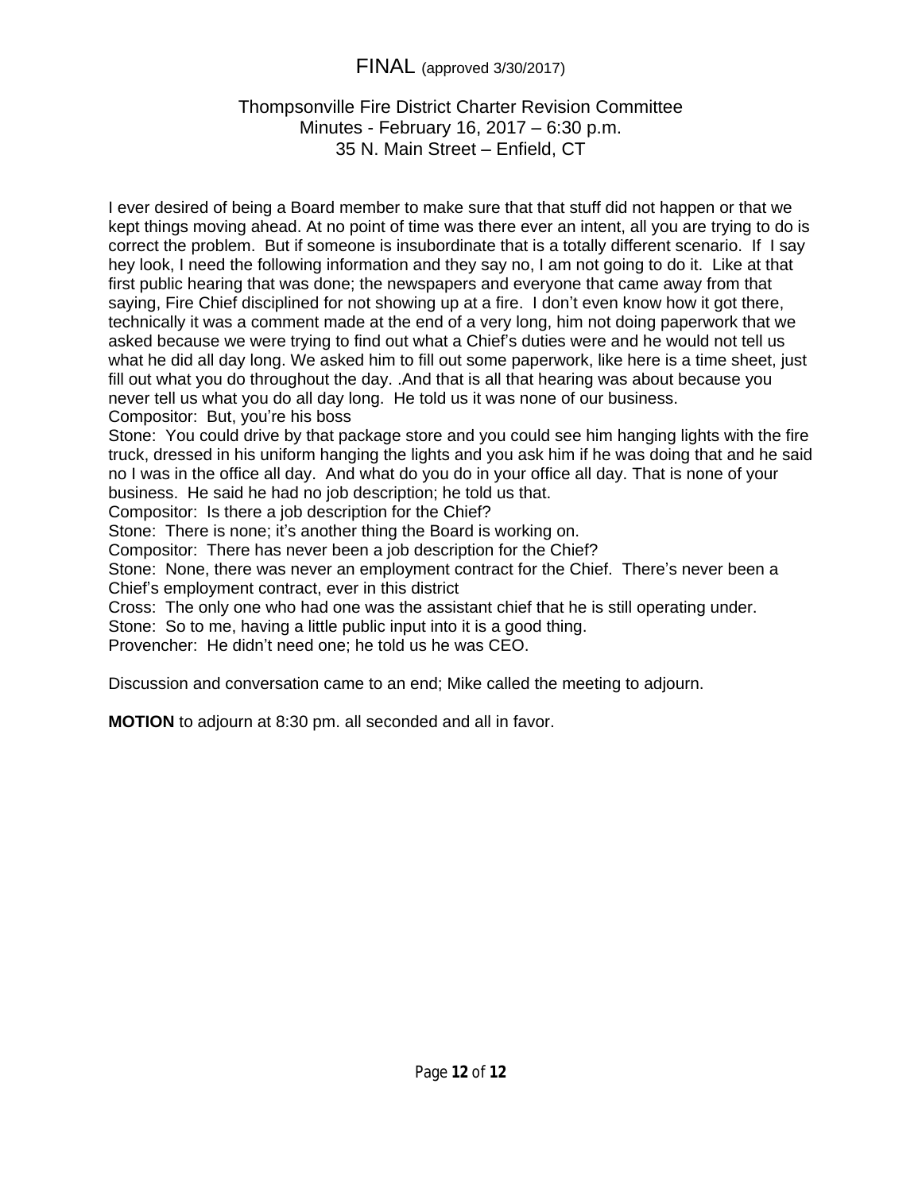FINAL (approved 3/30/2017)

Thompsonville Fire District Charter Revision Committee
Minutes - February 16, 2017 – 6:30 p.m.
35 N. Main Street – Enfield, CT

I ever desired of being a Board member to make sure that that stuff did not happen or that we kept things moving ahead. At no point of time was there ever an intent, all you are trying to do is correct the problem. But if someone is insubordinate that is a totally different scenario. If I say hey look, I need the following information and they say no, I am not going to do it. Like at that first public hearing that was done; the newspapers and everyone that came away from that saying, Fire Chief disciplined for not showing up at a fire. I don't even know how it got there, technically it was a comment made at the end of a very long, him not doing paperwork that we asked because we were trying to find out what a Chief's duties were and he would not tell us what he did all day long. We asked him to fill out some paperwork, like here is a time sheet, just fill out what you do throughout the day. .And that is all that hearing was about because you never tell us what you do all day long. He told us it was none of our business.
Compositor: But, you're his boss
Stone: You could drive by that package store and you could see him hanging lights with the fire truck, dressed in his uniform hanging the lights and you ask him if he was doing that and he said no I was in the office all day. And what do you do in your office all day. That is none of your business. He said he had no job description; he told us that.
Compositor: Is there a job description for the Chief?
Stone: There is none; it's another thing the Board is working on.
Compositor: There has never been a job description for the Chief?
Stone: None, there was never an employment contract for the Chief. There's never been a Chief's employment contract, ever in this district
Cross: The only one who had one was the assistant chief that he is still operating under.
Stone: So to me, having a little public input into it is a good thing.
Provencher: He didn't need one; he told us he was CEO.

Discussion and conversation came to an end; Mike called the meeting to adjourn.

**MOTION** to adjourn at 8:30 pm. all seconded and all in favor.